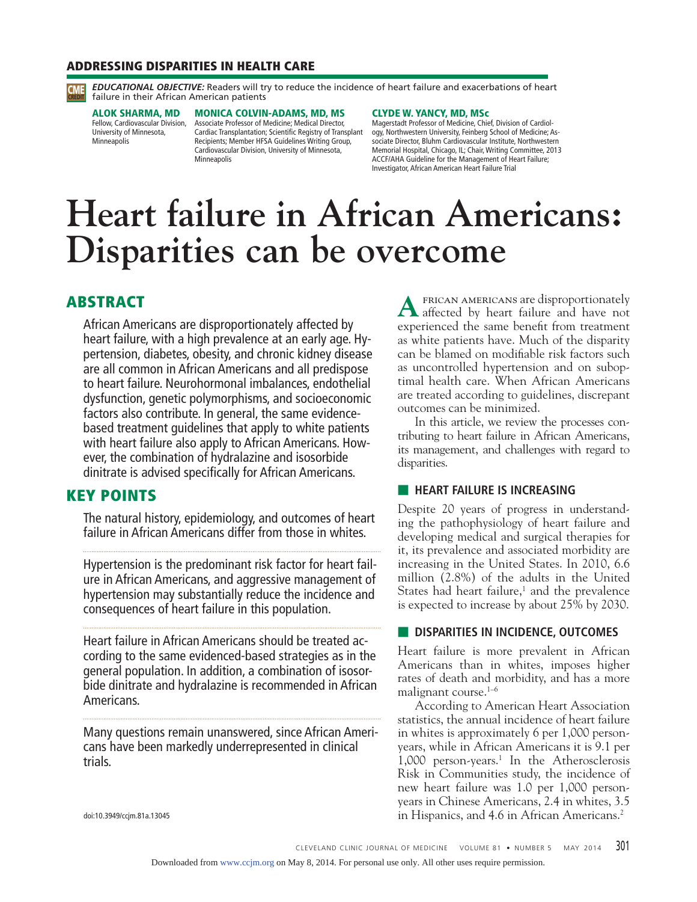ADDRESSING DISPARITIES IN HEALTH CARE

CME CREDIT

***EDUCATIONAL OBJECTIVE:*** Readers will try to reduce the incidence of heart failure and exacerbations of heart failure in their African American patients

**ALOK SHARMA, MD**
Fellow, Cardiovascular Division, University of Minnesota, Minneapolis

**MONICA COLVIN-ADAMS, MD, MS**
Associate Professor of Medicine; Medical Director, Cardiac Transplantation; Scientific Registry of Transplant Recipients; Member HFSA Guidelines Writing Group, Cardiovascular Division, University of Minnesota, Minneapolis

**CLYDE W. YANCY, MD, MSc**
Magerstadt Professor of Medicine, Chief, Division of Cardiology, Northwestern University, Feinberg School of Medicine; Associate Director, Bluhm Cardiovascular Institute, Northwestern Memorial Hospital, Chicago, IL; Chair, Writing Committee, 2013 ACCF/AHA Guideline for the Management of Heart Failure; Investigator, African American Heart Failure Trial

# Heart failure in African Americans: Disparities can be overcome

## ABSTRACT

African Americans are disproportionately affected by heart failure, with a high prevalence at an early age. Hypertension, diabetes, obesity, and chronic kidney disease are all common in African Americans and all predispose to heart failure. Neurohormonal imbalances, endothelial dysfunction, genetic polymorphisms, and socioeconomic factors also contribute. In general, the same evidence-based treatment guidelines that apply to white patients with heart failure also apply to African Americans. However, the combination of hydralazine and isosorbide dinitrate is advised specifically for African Americans.

## KEY POINTS

The natural history, epidemiology, and outcomes of heart failure in African Americans differ from those in whites.

Hypertension is the predominant risk factor for heart failure in African Americans, and aggressive management of hypertension may substantially reduce the incidence and consequences of heart failure in this population.

Heart failure in African Americans should be treated according to the same evidenced-based strategies as in the general population. In addition, a combination of isosorbide dinitrate and hydralazine is recommended in African Americans.

Many questions remain unanswered, since African Americans have been markedly underrepresented in clinical trials.

doi:10.3949/ccjm.81a.13045

African Americans are disproportionately affected by heart failure and have not experienced the same benefit from treatment as white patients have. Much of the disparity can be blamed on modifiable risk factors such as uncontrolled hypertension and on suboptimal health care. When African Americans are treated according to guidelines, discrepant outcomes can be minimized.

In this article, we review the processes contributing to heart failure in African Americans, its management, and challenges with regard to disparities.

## HEART FAILURE IS INCREASING

Despite 20 years of progress in understanding the pathophysiology of heart failure and developing medical and surgical therapies for it, its prevalence and associated morbidity are increasing in the United States. In 2010, 6.6 million (2.8%) of the adults in the United States had heart failure,[1] and the prevalence is expected to increase by about 25% by 2030.

## DISPARITIES IN INCIDENCE, OUTCOMES

Heart failure is more prevalent in African Americans than in whites, imposes higher rates of death and morbidity, and has a more malignant course.[1–6]

According to American Heart Association statistics, the annual incidence of heart failure in whites is approximately 6 per 1,000 person-years, while in African Americans it is 9.1 per 1,000 person-years.[1] In the Atherosclerosis Risk in Communities study, the incidence of new heart failure was 1.0 per 1,000 person-years in Chinese Americans, 2.4 in whites, 3.5 in Hispanics, and 4.6 in African Americans.[2]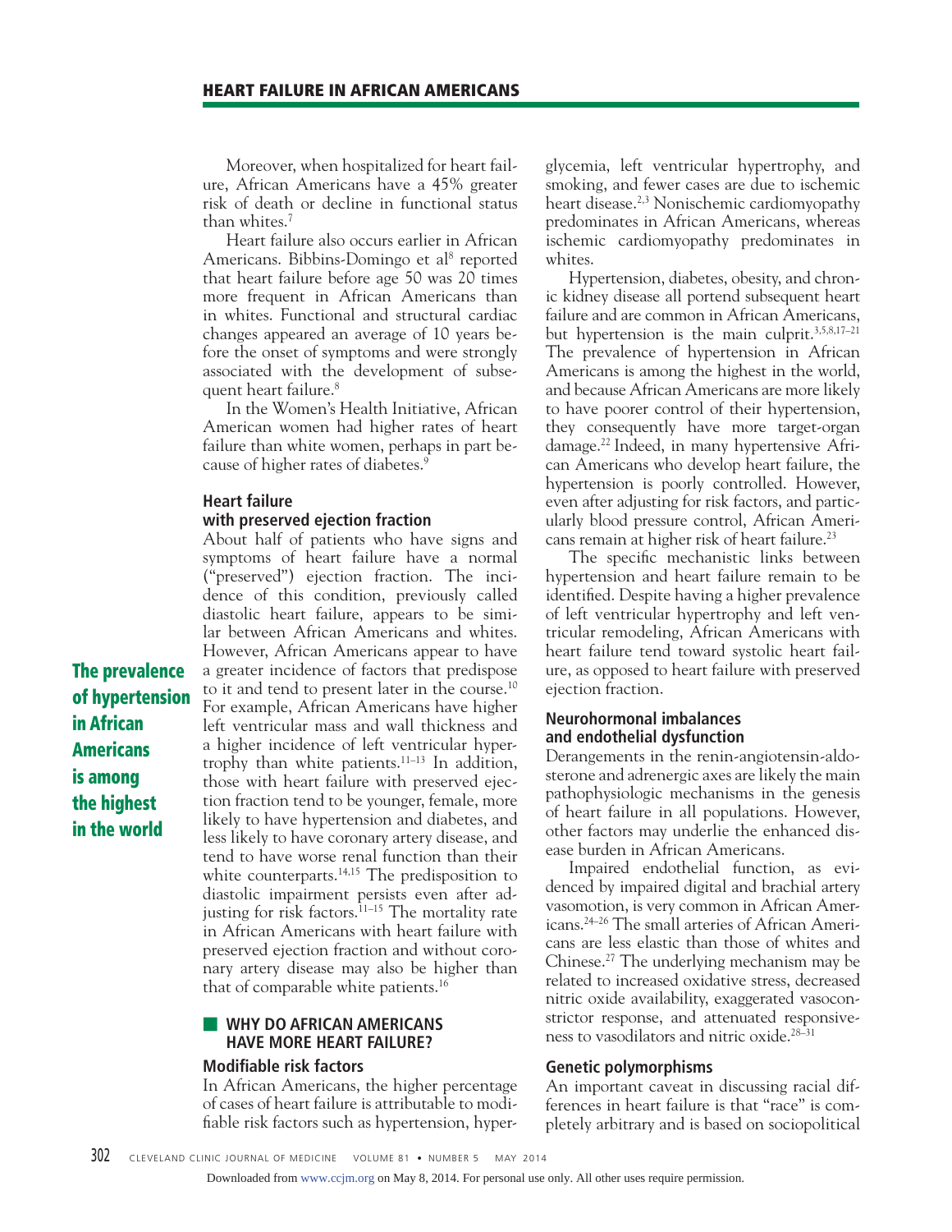Moreover, when hospitalized for heart failure, African Americans have a 45% greater risk of death or decline in functional status than whites.[7]

Heart failure also occurs earlier in African Americans. Bibbins-Domingo et al[8] reported that heart failure before age 50 was 20 times more frequent in African Americans than in whites. Functional and structural cardiac changes appeared an average of 10 years before the onset of symptoms and were strongly associated with the development of subsequent heart failure.[8]

In the Women's Health Initiative, African American women had higher rates of heart failure than white women, perhaps in part because of higher rates of diabetes.[9]

### Heart failure with preserved ejection fraction

About half of patients who have signs and symptoms of heart failure have a normal ("preserved") ejection fraction. The incidence of this condition, previously called diastolic heart failure, appears to be similar between African Americans and whites. However, African Americans appear to have a greater incidence of factors that predispose to it and tend to present later in the course.[10] For example, African Americans have higher left ventricular mass and wall thickness and a higher incidence of left ventricular hypertrophy than white patients.[11–13] In addition, those with heart failure with preserved ejection fraction tend to be younger, female, more likely to have hypertension and diabetes, and less likely to have coronary artery disease, and tend to have worse renal function than their white counterparts.[14,15] The predisposition to diastolic impairment persists even after adjusting for risk factors.[11–15] The mortality rate in African Americans with heart failure with preserved ejection fraction and without coronary artery disease may also be higher than that of comparable white patients.[16]

**The prevalence of hypertension in African Americans is among the highest in the world**

## WHY DO AFRICAN AMERICANS HAVE MORE HEART FAILURE?

### Modifiable risk factors

In African Americans, the higher percentage of cases of heart failure is attributable to modifiable risk factors such as hypertension, hyperglycemia, left ventricular hypertrophy, and smoking, and fewer cases are due to ischemic heart disease.[2,3] Nonischemic cardiomyopathy predominates in African Americans, whereas ischemic cardiomyopathy predominates in whites.

Hypertension, diabetes, obesity, and chronic kidney disease all portend subsequent heart failure and are common in African Americans, but hypertension is the main culprit.[3,5,8,17–21] The prevalence of hypertension in African Americans is among the highest in the world, and because African Americans are more likely to have poorer control of their hypertension, they consequently have more target-organ damage.[22] Indeed, in many hypertensive African Americans who develop heart failure, the hypertension is poorly controlled. However, even after adjusting for risk factors, and particularly blood pressure control, African Americans remain at higher risk of heart failure.[23]

The specific mechanistic links between hypertension and heart failure remain to be identified. Despite having a higher prevalence of left ventricular hypertrophy and left ventricular remodeling, African Americans with heart failure tend toward systolic heart failure, as opposed to heart failure with preserved ejection fraction.

### Neurohormonal imbalances and endothelial dysfunction

Derangements in the renin-angiotensin-aldosterone and adrenergic axes are likely the main pathophysiologic mechanisms in the genesis of heart failure in all populations. However, other factors may underlie the enhanced disease burden in African Americans.

Impaired endothelial function, as evidenced by impaired digital and brachial artery vasomotion, is very common in African Americans.[24–26] The small arteries of African Americans are less elastic than those of whites and Chinese.[27] The underlying mechanism may be related to increased oxidative stress, decreased nitric oxide availability, exaggerated vasoconstrictor response, and attenuated responsiveness to vasodilators and nitric oxide.[28–31]

### Genetic polymorphisms

An important caveat in discussing racial differences in heart failure is that "race" is completely arbitrary and is based on sociopolitical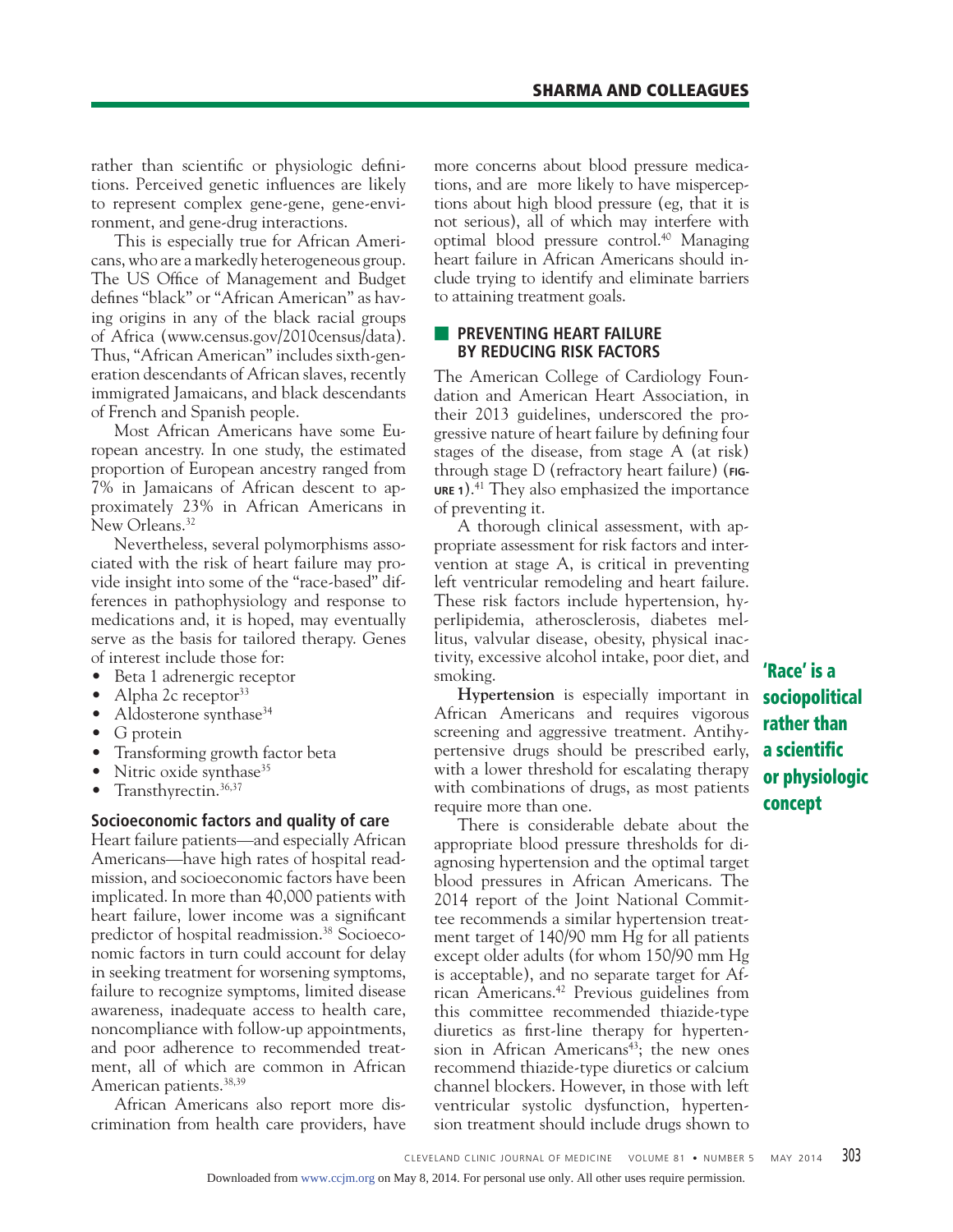rather than scientific or physiologic definitions. Perceived genetic influences are likely to represent complex gene-gene, gene-environment, and gene-drug interactions.

This is especially true for African Americans, who are a markedly heterogeneous group. The US Office of Management and Budget defines "black" or "African American" as having origins in any of the black racial groups of Africa (www.census.gov/2010census/data). Thus, "African American" includes sixth-generation descendants of African slaves, recently immigrated Jamaicans, and black descendants of French and Spanish people.

Most African Americans have some European ancestry. In one study, the estimated proportion of European ancestry ranged from 7% in Jamaicans of African descent to approximately 23% in African Americans in New Orleans.[32]

Nevertheless, several polymorphisms associated with the risk of heart failure may provide insight into some of the "race-based" differences in pathophysiology and response to medications and, it is hoped, may eventually serve as the basis for tailored therapy. Genes of interest include those for:

- Beta 1 adrenergic receptor
- Alpha 2c receptor[33]
- Aldosterone synthase[34]
- G protein
- Transforming growth factor beta
- Nitric oxide synthase[35]
- Transthyrectin.[36,37]

### Socioeconomic factors and quality of care

Heart failure patients—and especially African Americans—have high rates of hospital readmission, and socioeconomic factors have been implicated. In more than 40,000 patients with heart failure, lower income was a significant predictor of hospital readmission.[38] Socioeconomic factors in turn could account for delay in seeking treatment for worsening symptoms, failure to recognize symptoms, limited disease awareness, inadequate access to health care, noncompliance with follow-up appointments, and poor adherence to recommended treatment, all of which are common in African American patients.[38,39]

African Americans also report more discrimination from health care providers, have more concerns about blood pressure medications, and are more likely to have misperceptions about high blood pressure (eg, that it is not serious), all of which may interfere with optimal blood pressure control.[40] Managing heart failure in African Americans should include trying to identify and eliminate barriers to attaining treatment goals.

## PREVENTING HEART FAILURE BY REDUCING RISK FACTORS

The American College of Cardiology Foundation and American Heart Association, in their 2013 guidelines, underscored the progressive nature of heart failure by defining four stages of the disease, from stage A (at risk) through stage D (refractory heart failure) (**FIGURE 1**).[41] They also emphasized the importance of preventing it.

A thorough clinical assessment, with appropriate assessment for risk factors and intervention at stage A, is critical in preventing left ventricular remodeling and heart failure. These risk factors include hypertension, hyperlipidemia, atherosclerosis, diabetes mellitus, valvular disease, obesity, physical inactivity, excessive alcohol intake, poor diet, and smoking.

**'Race' is a sociopolitical rather than a scientific or physiologic concept**

**Hypertension** is especially important in African Americans and requires vigorous screening and aggressive treatment. Antihypertensive drugs should be prescribed early, with a lower threshold for escalating therapy with combinations of drugs, as most patients require more than one.

There is considerable debate about the appropriate blood pressure thresholds for diagnosing hypertension and the optimal target blood pressures in African Americans. The 2014 report of the Joint National Committee recommends a similar hypertension treatment target of 140/90 mm Hg for all patients except older adults (for whom 150/90 mm Hg is acceptable), and no separate target for African Americans.[42] Previous guidelines from this committee recommended thiazide-type diuretics as first-line therapy for hypertension in African Americans[43]; the new ones recommend thiazide-type diuretics or calcium channel blockers. However, in those with left ventricular systolic dysfunction, hypertension treatment should include drugs shown to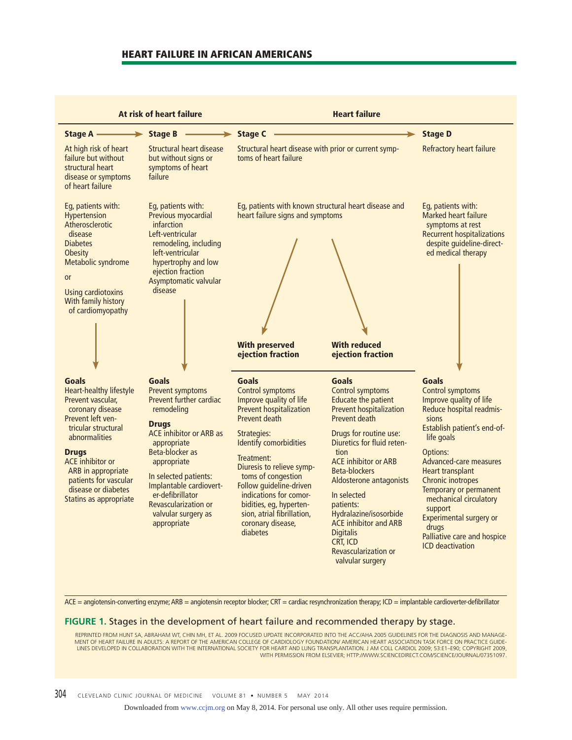**At risk of heart failure**

**Heart failure**

**Stage A** → **Stage B** → **Stage C** → **Stage D**

**Stage A**

At high risk of heart failure but without structural heart disease or symptoms of heart failure

Eg, patients with:
- Hypertension
- Atherosclerotic disease
- Diabetes
- Obesity
- Metabolic syndrome

or

- Using cardiotoxins
- With family history of cardiomyopathy

**Goals**
- Heart-healthy lifestyle
- Prevent vascular, coronary disease
- Prevent left ventricular structural abnormalities

**Drugs**
- ACE inhibitor or ARB in appropriate patients for vascular disease or diabetes
- Statins as appropriate

**Stage B**

Structural heart disease but without signs or symptoms of heart failure

Eg, patients with:
- Previous myocardial infarction
- Left-ventricular remodeling, including left-ventricular hypertrophy and low ejection fraction
- Asymptomatic valvular disease

**Goals**
- Prevent symptoms
- Prevent further cardiac remodeling

**Drugs**
- ACE inhibitor or ARB as appropriate
- Beta-blocker as appropriate

In selected patients:
- Implantable cardioverter-defibrillator
- Revascularization or valvular surgery as appropriate

**Stage C**

Structural heart disease with prior or current symptoms of heart failure

Eg, patients with known structural heart disease and heart failure signs and symptoms

**With preserved ejection fraction**

**Goals**
- Control symptoms
- Improve quality of life
- Prevent hospitalization
- Prevent death

Strategies:
- Identify comorbidities

Treatment:
- Diuresis to relieve symptoms of congestion
- Follow guideline-driven indications for comorbidities, eg, hypertension, atrial fibrillation, coronary disease, diabetes

**With reduced ejection fraction**

**Goals**
- Control symptoms
- Educate the patient
- Prevent hospitalization
- Prevent death

Drugs for routine use:
- Diuretics for fluid retention
- ACE inhibitor or ARB
- Beta-blockers
- Aldosterone antagonists

In selected patients:
- Hydralazine/isosorbide
- ACE inhibitor and ARB
- Digitalis
- CRT, ICD
- Revascularization or valvular surgery

**Stage D**

Refractory heart failure

Eg, patients with:
- Marked heart failure symptoms at rest
- Recurrent hospitalizations despite guideline-directed medical therapy

**Goals**
- Control symptoms
- Improve quality of life
- Reduce hospital readmissions
- Establish patient's end-of-life goals

Options:
- Advanced-care measures
- Heart transplant
- Chronic inotropes
- Temporary or permanent mechanical circulatory support
- Experimental surgery or drugs
- Palliative care and hospice
- ICD deactivation

ACE = angiotensin-converting enzyme; ARB = angiotensin receptor blocker; CRT = cardiac resynchronization therapy; ICD = implantable cardioverter-defibrillator

**FIGURE 1.** Stages in the development of heart failure and recommended therapy by stage.

REPRINTED FROM HUNT SA, ABRAHAM WT, CHIN MH, ET AL. 2009 FOCUSED UPDATE INCORPORATED INTO THE ACC/AHA 2005 GUIDELINES FOR THE DIAGNOSIS AND MANAGEMENT OF HEART FAILURE IN ADULTS: A REPORT OF THE AMERICAN COLLEGE OF CARDIOLOGY FOUNDATION/ AMERICAN HEART ASSOCIATION TASK FORCE ON PRACTICE GUIDELINES DEVELOPED IN COLLABORATION WITH THE INTERNATIONAL SOCIETY FOR HEART AND LUNG TRANSPLANTATION. J AM COLL CARDIOL 2009; 53:E1–E90; COPYRIGHT 2009, WITH PERMISSION FROM ELSEVIER; HTTP://WWW.SCIENCEDIRECT.COM/SCIENCE/JOURNAL/07351097.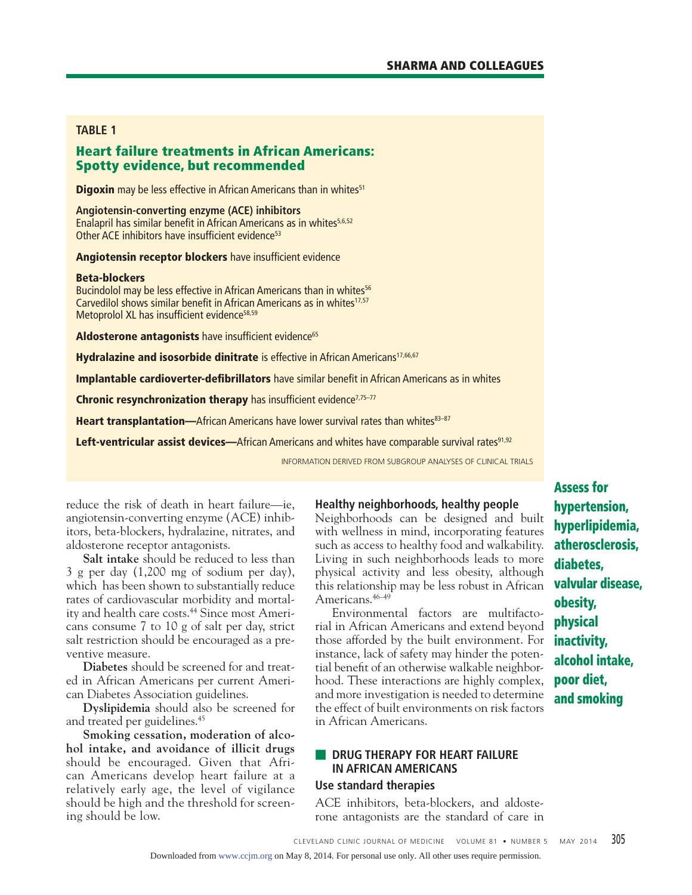**TABLE 1**

## Heart failure treatments in African Americans: Spotty evidence, but recommended

**Digoxin** may be less effective in African Americans than in whites[51]

**Angiotensin-converting enzyme (ACE) inhibitors**
Enalapril has similar benefit in African Americans as in whites[5,6,52]
Other ACE inhibitors have insufficient evidence[53]

**Angiotensin receptor blockers** have insufficient evidence

**Beta-blockers**
Bucindolol may be less effective in African Americans than in whites[56]
Carvedilol shows similar benefit in African Americans as in whites[17,57]
Metoprolol XL has insufficient evidence[58,59]

**Aldosterone antagonists** have insufficient evidence[65]

**Hydralazine and isosorbide dinitrate** is effective in African Americans[17,66,67]

**Implantable cardioverter-defibrillators** have similar benefit in African Americans as in whites

**Chronic resynchronization therapy** has insufficient evidence[7,75–77]

**Heart transplantation—**African Americans have lower survival rates than whites[83–87]

**Left-ventricular assist devices—**African Americans and whites have comparable survival rates[91,92]

INFORMATION DERIVED FROM SUBGROUP ANALYSES OF CLINICAL TRIALS

reduce the risk of death in heart failure—ie, angiotensin-converting enzyme (ACE) inhibitors, beta-blockers, hydralazine, nitrates, and aldosterone receptor antagonists.

**Salt intake** should be reduced to less than 3 g per day (1,200 mg of sodium per day), which has been shown to substantially reduce rates of cardiovascular morbidity and mortality and health care costs.[44] Since most Americans consume 7 to 10 g of salt per day, strict salt restriction should be encouraged as a preventive measure.

**Diabetes** should be screened for and treated in African Americans per current American Diabetes Association guidelines.

**Dyslipidemia** should also be screened for and treated per guidelines.[45]

**Smoking cessation, moderation of alcohol intake, and avoidance of illicit drugs** should be encouraged. Given that African Americans develop heart failure at a relatively early age, the level of vigilance should be high and the threshold for screening should be low.

### Healthy neighborhoods, healthy people

Neighborhoods can be designed and built with wellness in mind, incorporating features such as access to healthy food and walkability. Living in such neighborhoods leads to more physical activity and less obesity, although this relationship may be less robust in African Americans.[46–49]

Environmental factors are multifactorial in African Americans and extend beyond those afforded by the built environment. For instance, lack of safety may hinder the potential benefit of an otherwise walkable neighborhood. These interactions are highly complex, and more investigation is needed to determine the effect of built environments on risk factors in African Americans.

**Assess for hypertension, hyperlipidemia, atherosclerosis, diabetes, valvular disease, obesity, physical inactivity, alcohol intake, poor diet, and smoking**

## DRUG THERAPY FOR HEART FAILURE IN AFRICAN AMERICANS

### Use standard therapies

ACE inhibitors, beta-blockers, and aldosterone antagonists are the standard of care in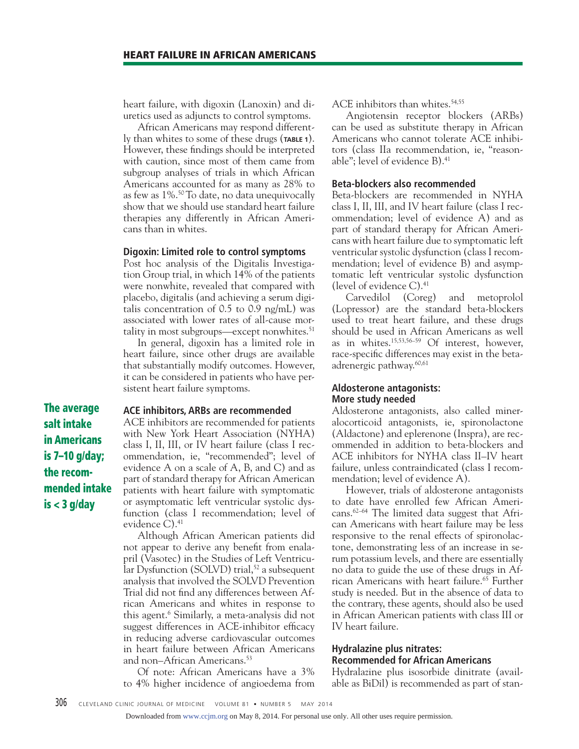heart failure, with digoxin (Lanoxin) and diuretics used as adjuncts to control symptoms.

African Americans may respond differently than whites to some of these drugs (**TABLE 1**). However, these findings should be interpreted with caution, since most of them came from subgroup analyses of trials in which African Americans accounted for as many as 28% to as few as 1%.[50] To date, no data unequivocally show that we should use standard heart failure therapies any differently in African Americans than in whites.

### Digoxin: Limited role to control symptoms

Post hoc analysis of the Digitalis Investigation Group trial, in which 14% of the patients were nonwhite, revealed that compared with placebo, digitalis (and achieving a serum digitalis concentration of 0.5 to 0.9 ng/mL) was associated with lower rates of all-cause mortality in most subgroups—except nonwhites.[51]

In general, digoxin has a limited role in heart failure, since other drugs are available that substantially modify outcomes. However, it can be considered in patients who have persistent heart failure symptoms.

**The average salt intake in Americans is 7–10 g/day; the recommended intake is < 3 g/day**

### ACE inhibitors, ARBs are recommended

ACE inhibitors are recommended for patients with New York Heart Association (NYHA) class I, II, III, or IV heart failure (class I recommendation, ie, "recommended"; level of evidence A on a scale of A, B, and C) and as part of standard therapy for African American patients with heart failure with symptomatic or asymptomatic left ventricular systolic dysfunction (class I recommendation; level of evidence C).[41]

Although African American patients did not appear to derive any benefit from enalapril (Vasotec) in the Studies of Left Ventricular Dysfunction (SOLVD) trial,[52] a subsequent analysis that involved the SOLVD Prevention Trial did not find any differences between African Americans and whites in response to this agent.[6] Similarly, a meta-analysis did not suggest differences in ACE-inhibitor efficacy in reducing adverse cardiovascular outcomes in heart failure between African Americans and non–African Americans.[53]

Of note: African Americans have a 3% to 4% higher incidence of angioedema from ACE inhibitors than whites.[54,55]

Angiotensin receptor blockers (ARBs) can be used as substitute therapy in African Americans who cannot tolerate ACE inhibitors (class IIa recommendation, ie, "reasonable"; level of evidence B).[41]

### Beta-blockers also recommended

Beta-blockers are recommended in NYHA class I, II, III, and IV heart failure (class I recommendation; level of evidence A) and as part of standard therapy for African Americans with heart failure due to symptomatic left ventricular systolic dysfunction (class I recommendation; level of evidence B) and asymptomatic left ventricular systolic dysfunction (level of evidence C).[41]

Carvedilol (Coreg) and metoprolol (Lopressor) are the standard beta-blockers used to treat heart failure, and these drugs should be used in African Americans as well as in whites.[15,53,56–59] Of interest, however, race-specific differences may exist in the beta-adrenergic pathway.[60,61]

### Aldosterone antagonists: More study needed

Aldosterone antagonists, also called mineralocorticoid antagonists, ie, spironolactone (Aldactone) and eplerenone (Inspra), are recommended in addition to beta-blockers and ACE inhibitors for NYHA class II–IV heart failure, unless contraindicated (class I recommendation; level of evidence A).

However, trials of aldosterone antagonists to date have enrolled few African Americans.[62–64] The limited data suggest that African Americans with heart failure may be less responsive to the renal effects of spironolactone, demonstrating less of an increase in serum potassium levels, and there are essentially no data to guide the use of these drugs in African Americans with heart failure.[65] Further study is needed. But in the absence of data to the contrary, these agents, should also be used in African American patients with class III or IV heart failure.

### Hydralazine plus nitrates: Recommended for African Americans

Hydralazine plus isosorbide dinitrate (available as BiDil) is recommended as part of stan-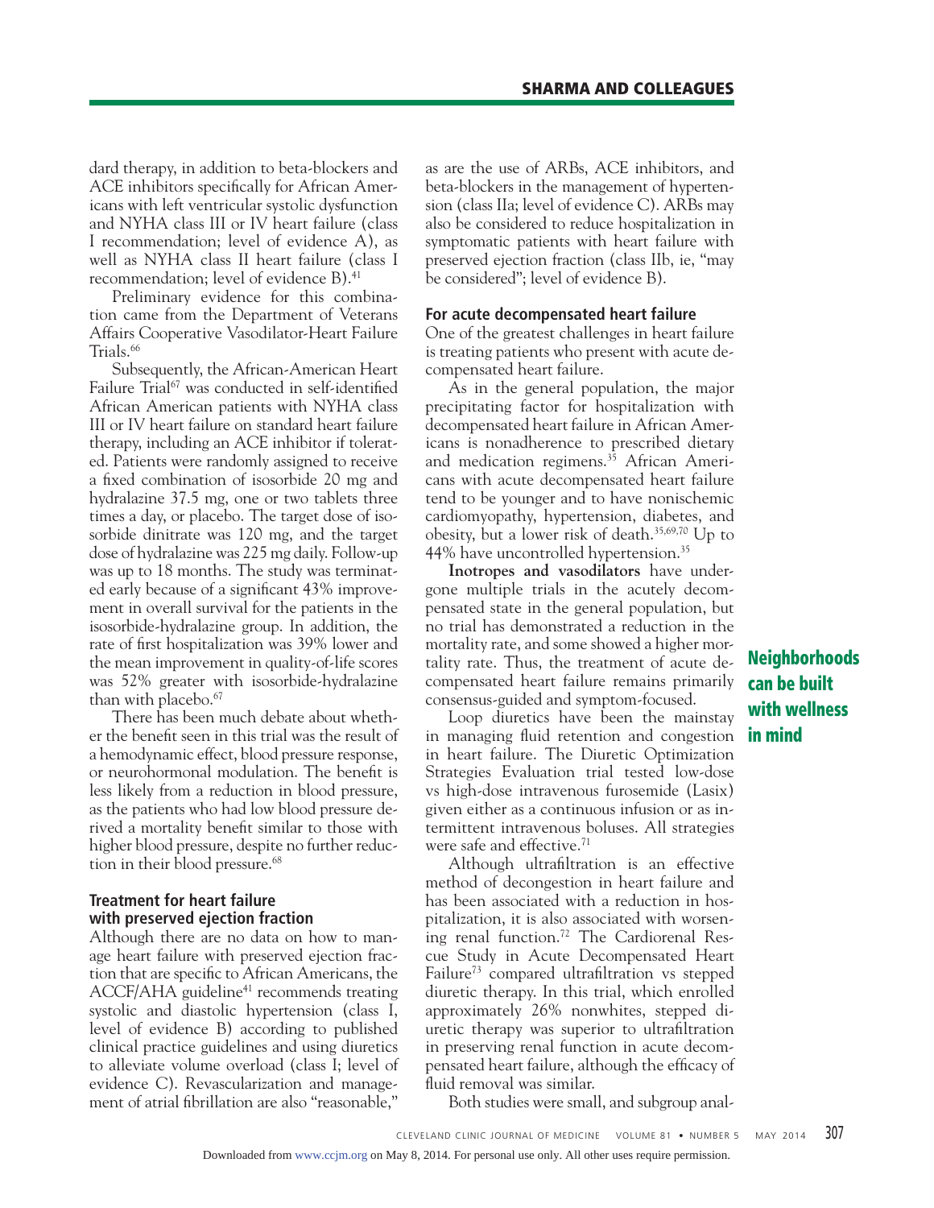dard therapy, in addition to beta-blockers and ACE inhibitors specifically for African Americans with left ventricular systolic dysfunction and NYHA class III or IV heart failure (class I recommendation; level of evidence A), as well as NYHA class II heart failure (class I recommendation; level of evidence B).[41]

Preliminary evidence for this combination came from the Department of Veterans Affairs Cooperative Vasodilator-Heart Failure Trials.[66]

Subsequently, the African-American Heart Failure Trial[67] was conducted in self-identified African American patients with NYHA class III or IV heart failure on standard heart failure therapy, including an ACE inhibitor if tolerated. Patients were randomly assigned to receive a fixed combination of isosorbide 20 mg and hydralazine 37.5 mg, one or two tablets three times a day, or placebo. The target dose of isosorbide dinitrate was 120 mg, and the target dose of hydralazine was 225 mg daily. Follow-up was up to 18 months. The study was terminated early because of a significant 43% improvement in overall survival for the patients in the isosorbide-hydralazine group. In addition, the rate of first hospitalization was 39% lower and the mean improvement in quality-of-life scores was 52% greater with isosorbide-hydralazine than with placebo.[67]

There has been much debate about whether the benefit seen in this trial was the result of a hemodynamic effect, blood pressure response, or neurohormonal modulation. The benefit is less likely from a reduction in blood pressure, as the patients who had low blood pressure derived a mortality benefit similar to those with higher blood pressure, despite no further reduction in their blood pressure.[68]

### Treatment for heart failure with preserved ejection fraction

Although there are no data on how to manage heart failure with preserved ejection fraction that are specific to African Americans, the ACCF/AHA guideline[41] recommends treating systolic and diastolic hypertension (class I, level of evidence B) according to published clinical practice guidelines and using diuretics to alleviate volume overload (class I; level of evidence C). Revascularization and management of atrial fibrillation are also "reasonable," as are the use of ARBs, ACE inhibitors, and beta-blockers in the management of hypertension (class IIa; level of evidence C). ARBs may also be considered to reduce hospitalization in symptomatic patients with heart failure with preserved ejection fraction (class IIb, ie, "may be considered"; level of evidence B).

### For acute decompensated heart failure

One of the greatest challenges in heart failure is treating patients who present with acute decompensated heart failure.

As in the general population, the major precipitating factor for hospitalization with decompensated heart failure in African Americans is nonadherence to prescribed dietary and medication regimens.[35] African Americans with acute decompensated heart failure tend to be younger and to have nonischemic cardiomyopathy, hypertension, diabetes, and obesity, but a lower risk of death.[35,69,70] Up to 44% have uncontrolled hypertension.[35]

**Inotropes and vasodilators** have undergone multiple trials in the acutely decompensated state in the general population, but no trial has demonstrated a reduction in the mortality rate, and some showed a higher mortality rate. Thus, the treatment of acute decompensated heart failure remains primarily consensus-guided and symptom-focused.

**Neighborhoods can be built with wellness in mind**

Loop diuretics have been the mainstay in managing fluid retention and congestion in heart failure. The Diuretic Optimization Strategies Evaluation trial tested low-dose vs high-dose intravenous furosemide (Lasix) given either as a continuous infusion or as intermittent intravenous boluses. All strategies were safe and effective.[71]

Although ultrafiltration is an effective method of decongestion in heart failure and has been associated with a reduction in hospitalization, it is also associated with worsening renal function.[72] The Cardiorenal Rescue Study in Acute Decompensated Heart Failure[73] compared ultrafiltration vs stepped diuretic therapy. In this trial, which enrolled approximately 26% nonwhites, stepped diuretic therapy was superior to ultrafiltration in preserving renal function in acute decompensated heart failure, although the efficacy of fluid removal was similar.

Both studies were small, and subgroup anal-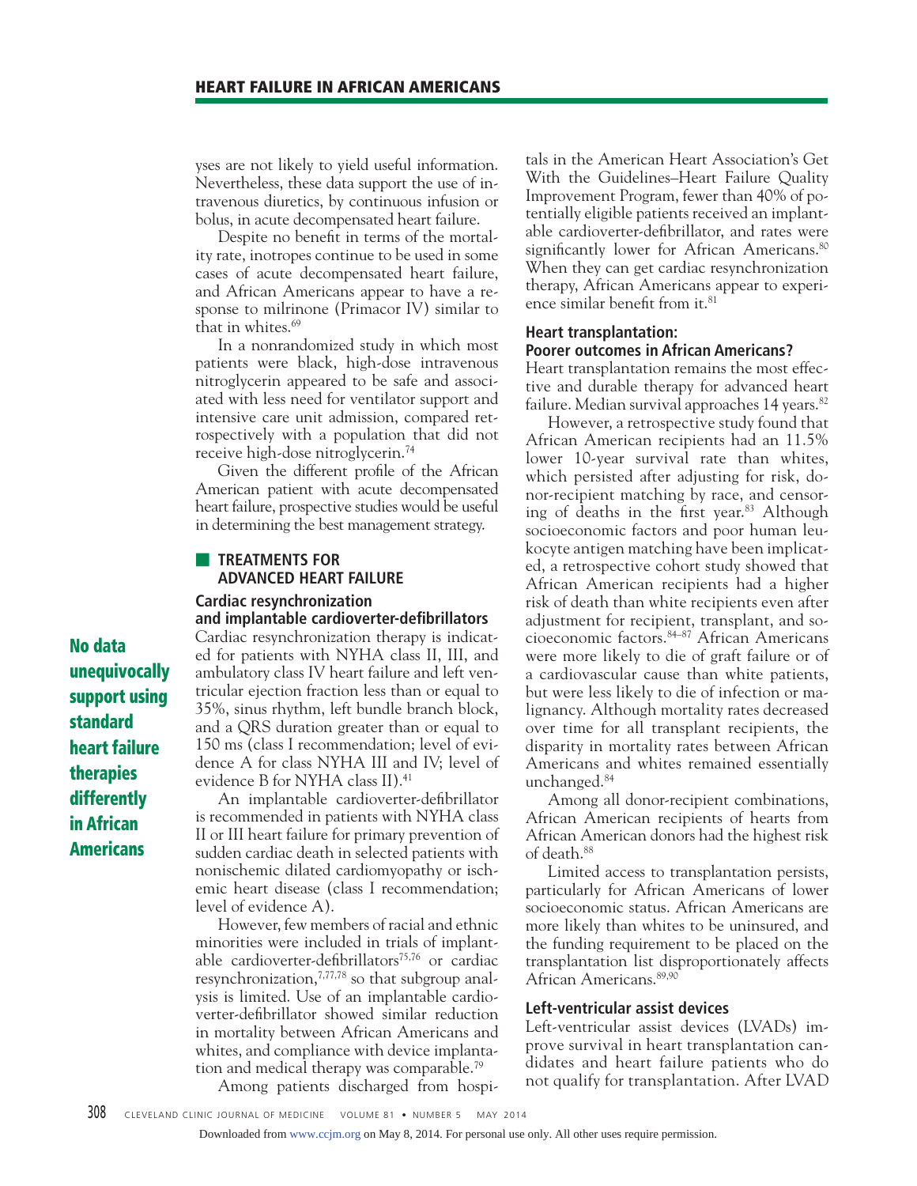yses are not likely to yield useful information. Nevertheless, these data support the use of intravenous diuretics, by continuous infusion or bolus, in acute decompensated heart failure.

Despite no benefit in terms of the mortality rate, inotropes continue to be used in some cases of acute decompensated heart failure, and African Americans appear to have a response to milrinone (Primacor IV) similar to that in whites.[69]

In a nonrandomized study in which most patients were black, high-dose intravenous nitroglycerin appeared to be safe and associated with less need for ventilator support and intensive care unit admission, compared retrospectively with a population that did not receive high-dose nitroglycerin.[74]

Given the different profile of the African American patient with acute decompensated heart failure, prospective studies would be useful in determining the best management strategy.

## TREATMENTS FOR ADVANCED HEART FAILURE

### Cardiac resynchronization and implantable cardioverter-defibrillators

**No data unequivocally support using standard heart failure therapies differently in African Americans**

Cardiac resynchronization therapy is indicated for patients with NYHA class II, III, and ambulatory class IV heart failure and left ventricular ejection fraction less than or equal to 35%, sinus rhythm, left bundle branch block, and a QRS duration greater than or equal to 150 ms (class I recommendation; level of evidence A for class NYHA III and IV; level of evidence B for NYHA class II).[41]

An implantable cardioverter-defibrillator is recommended in patients with NYHA class II or III heart failure for primary prevention of sudden cardiac death in selected patients with nonischemic dilated cardiomyopathy or ischemic heart disease (class I recommendation; level of evidence A).

However, few members of racial and ethnic minorities were included in trials of implantable cardioverter-defibrillators[75,76] or cardiac resynchronization,[7,77,78] so that subgroup analysis is limited. Use of an implantable cardioverter-defibrillator showed similar reduction in mortality between African Americans and whites, and compliance with device implantation and medical therapy was comparable.[79]

Among patients discharged from hospitals in the American Heart Association's Get With the Guidelines–Heart Failure Quality Improvement Program, fewer than 40% of potentially eligible patients received an implantable cardioverter-defibrillator, and rates were significantly lower for African Americans.[80] When they can get cardiac resynchronization therapy, African Americans appear to experience similar benefit from it.[81]

### Heart transplantation: Poorer outcomes in African Americans?

Heart transplantation remains the most effective and durable therapy for advanced heart failure. Median survival approaches 14 years.[82]

However, a retrospective study found that African American recipients had an 11.5% lower 10-year survival rate than whites, which persisted after adjusting for risk, donor-recipient matching by race, and censoring of deaths in the first year.[83] Although socioeconomic factors and poor human leukocyte antigen matching have been implicated, a retrospective cohort study showed that African American recipients had a higher risk of death than white recipients even after adjustment for recipient, transplant, and socioeconomic factors.[84–87] African Americans were more likely to die of graft failure or of a cardiovascular cause than white patients, but were less likely to die of infection or malignancy. Although mortality rates decreased over time for all transplant recipients, the disparity in mortality rates between African Americans and whites remained essentially unchanged.[84]

Among all donor-recipient combinations, African American recipients of hearts from African American donors had the highest risk of death.[88]

Limited access to transplantation persists, particularly for African Americans of lower socioeconomic status. African Americans are more likely than whites to be uninsured, and the funding requirement to be placed on the transplantation list disproportionately affects African Americans.[89,90]

### Left-ventricular assist devices

Left-ventricular assist devices (LVADs) improve survival in heart transplantation candidates and heart failure patients who do not qualify for transplantation. After LVAD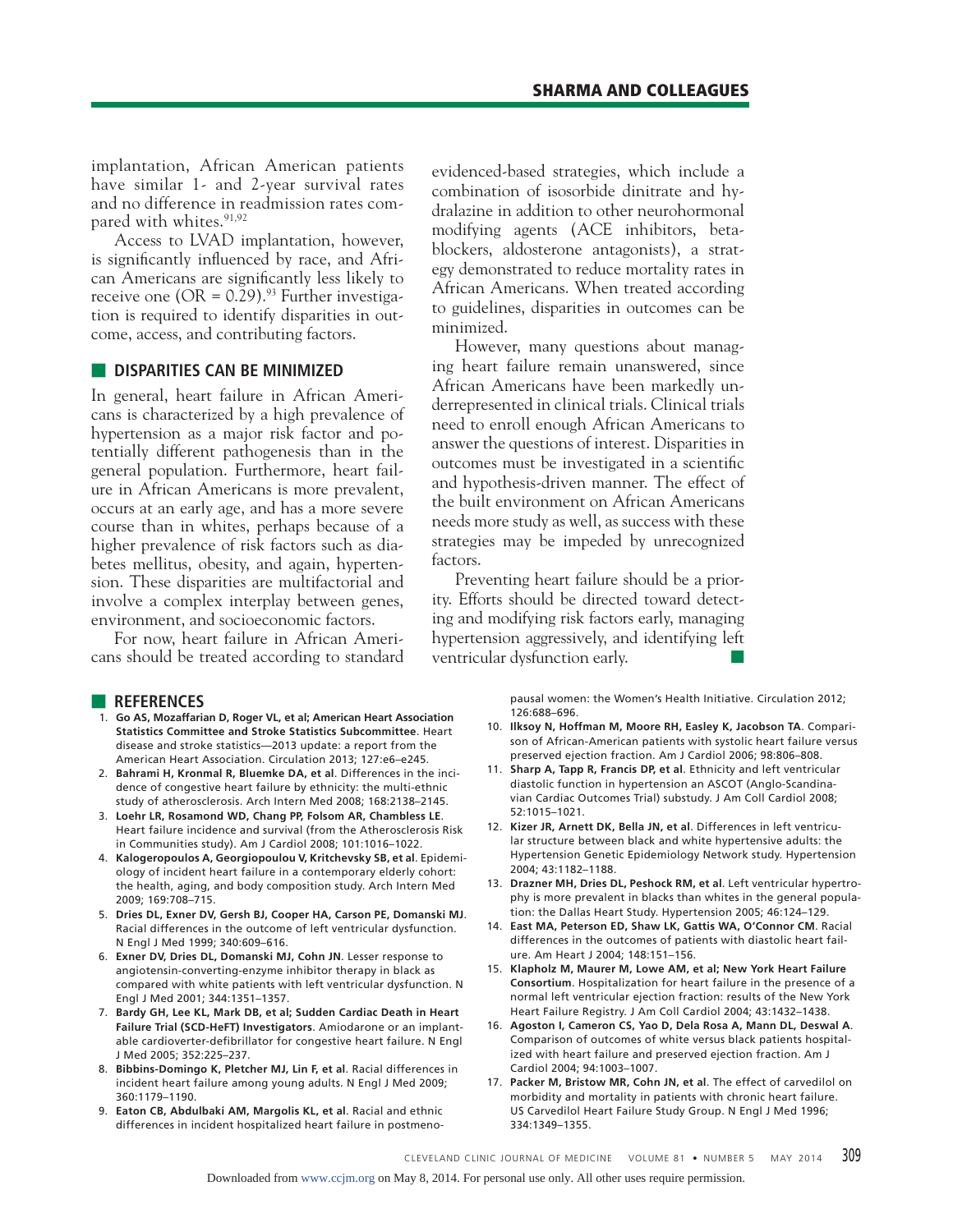implantation, African American patients have similar 1- and 2-year survival rates and no difference in readmission rates compared with whites.[91,92]

Access to LVAD implantation, however, is significantly influenced by race, and African Americans are significantly less likely to receive one (OR = 0.29).[93] Further investigation is required to identify disparities in outcome, access, and contributing factors.

## DISPARITIES CAN BE MINIMIZED

In general, heart failure in African Americans is characterized by a high prevalence of hypertension as a major risk factor and potentially different pathogenesis than in the general population. Furthermore, heart failure in African Americans is more prevalent, occurs at an early age, and has a more severe course than in whites, perhaps because of a higher prevalence of risk factors such as diabetes mellitus, obesity, and again, hypertension. These disparities are multifactorial and involve a complex interplay between genes, environment, and socioeconomic factors.

For now, heart failure in African Americans should be treated according to standard evidenced-based strategies, which include a combination of isosorbide dinitrate and hydralazine in addition to other neurohormonal modifying agents (ACE inhibitors, beta-blockers, aldosterone antagonists), a strategy demonstrated to reduce mortality rates in African Americans. When treated according to guidelines, disparities in outcomes can be minimized.

However, many questions about managing heart failure remain unanswered, since African Americans have been markedly underrepresented in clinical trials. Clinical trials need to enroll enough African Americans to answer the questions of interest. Disparities in outcomes must be investigated in a scientific and hypothesis-driven manner. The effect of the built environment on African Americans needs more study as well, as success with these strategies may be impeded by unrecognized factors.

Preventing heart failure should be a priority. Efforts should be directed toward detecting and modifying risk factors early, managing hypertension aggressively, and identifying left ventricular dysfunction early.

## REFERENCES

1. **Go AS, Mozaffarian D, Roger VL, et al; American Heart Association Statistics Committee and Stroke Statistics Subcommittee**. Heart disease and stroke statistics—2013 update: a report from the American Heart Association. Circulation 2013; 127:e6–e245.
2. **Bahrami H, Kronmal R, Bluemke DA, et al**. Differences in the incidence of congestive heart failure by ethnicity: the multi-ethnic study of atherosclerosis. Arch Intern Med 2008; 168:2138–2145.
3. **Loehr LR, Rosamond WD, Chang PP, Folsom AR, Chambless LE**. Heart failure incidence and survival (from the Atherosclerosis Risk in Communities study). Am J Cardiol 2008; 101:1016–1022.
4. **Kalogeropoulos A, Georgiopoulou V, Kritchevsky SB, et al**. Epidemiology of incident heart failure in a contemporary elderly cohort: the health, aging, and body composition study. Arch Intern Med 2009; 169:708–715.
5. **Dries DL, Exner DV, Gersh BJ, Cooper HA, Carson PE, Domanski MJ**. Racial differences in the outcome of left ventricular dysfunction. N Engl J Med 1999; 340:609–616.
6. **Exner DV, Dries DL, Domanski MJ, Cohn JN**. Lesser response to angiotensin-converting-enzyme inhibitor therapy in black as compared with white patients with left ventricular dysfunction. N Engl J Med 2001; 344:1351–1357.
7. **Bardy GH, Lee KL, Mark DB, et al; Sudden Cardiac Death in Heart Failure Trial (SCD-HeFT) Investigators**. Amiodarone or an implantable cardioverter-defibrillator for congestive heart failure. N Engl J Med 2005; 352:225–237.
8. **Bibbins-Domingo K, Pletcher MJ, Lin F, et al**. Racial differences in incident heart failure among young adults. N Engl J Med 2009; 360:1179–1190.
9. **Eaton CB, Abdulbaki AM, Margolis KL, et al**. Racial and ethnic differences in incident hospitalized heart failure in postmenopausal women: the Women's Health Initiative. Circulation 2012; 126:688–696.
10. **Ilksoy N, Hoffman M, Moore RH, Easley K, Jacobson TA**. Comparison of African-American patients with systolic heart failure versus preserved ejection fraction. Am J Cardiol 2006; 98:806–808.
11. **Sharp A, Tapp R, Francis DP, et al**. Ethnicity and left ventricular diastolic function in hypertension an ASCOT (Anglo-Scandinavian Cardiac Outcomes Trial) substudy. J Am Coll Cardiol 2008; 52:1015–1021.
12. **Kizer JR, Arnett DK, Bella JN, et al**. Differences in left ventricular structure between black and white hypertensive adults: the Hypertension Genetic Epidemiology Network study. Hypertension 2004; 43:1182–1188.
13. **Drazner MH, Dries DL, Peshock RM, et al**. Left ventricular hypertrophy is more prevalent in blacks than whites in the general population: the Dallas Heart Study. Hypertension 2005; 46:124–129.
14. **East MA, Peterson ED, Shaw LK, Gattis WA, O'Connor CM**. Racial differences in the outcomes of patients with diastolic heart failure. Am Heart J 2004; 148:151–156.
15. **Klapholz M, Maurer M, Lowe AM, et al; New York Heart Failure Consortium**. Hospitalization for heart failure in the presence of a normal left ventricular ejection fraction: results of the New York Heart Failure Registry. J Am Coll Cardiol 2004; 43:1432–1438.
16. **Agoston I, Cameron CS, Yao D, Dela Rosa A, Mann DL, Deswal A**. Comparison of outcomes of white versus black patients hospitalized with heart failure and preserved ejection fraction. Am J Cardiol 2004; 94:1003–1007.
17. **Packer M, Bristow MR, Cohn JN, et al**. The effect of carvedilol on morbidity and mortality in patients with chronic heart failure. US Carvedilol Heart Failure Study Group. N Engl J Med 1996; 334:1349–1355.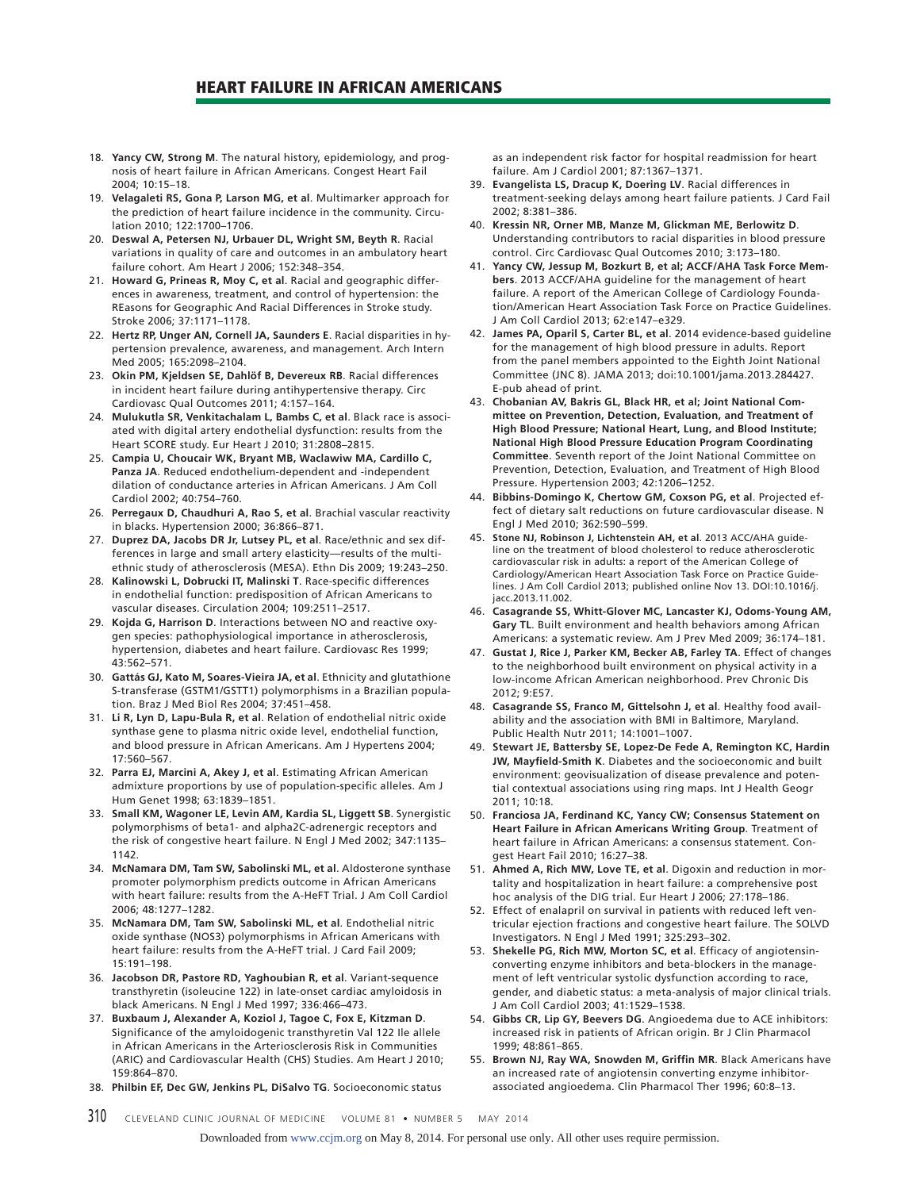18. **Yancy CW, Strong M**. The natural history, epidemiology, and prognosis of heart failure in African Americans. Congest Heart Fail 2004; 10:15–18.
19. **Velagaleti RS, Gona P, Larson MG, et al**. Multimarker approach for the prediction of heart failure incidence in the community. Circulation 2010; 122:1700–1706.
20. **Deswal A, Petersen NJ, Urbauer DL, Wright SM, Beyth R**. Racial variations in quality of care and outcomes in an ambulatory heart failure cohort. Am Heart J 2006; 152:348–354.
21. **Howard G, Prineas R, Moy C, et al**. Racial and geographic differences in awareness, treatment, and control of hypertension: the REasons for Geographic And Racial Differences in Stroke study. Stroke 2006; 37:1171–1178.
22. **Hertz RP, Unger AN, Cornell JA, Saunders E**. Racial disparities in hypertension prevalence, awareness, and management. Arch Intern Med 2005; 165:2098–2104.
23. **Okin PM, Kjeldsen SE, Dahlöf B, Devereux RB**. Racial differences in incident heart failure during antihypertensive therapy. Circ Cardiovasc Qual Outcomes 2011; 4:157–164.
24. **Mulukutla SR, Venkitachalam L, Bambs C, et al**. Black race is associated with digital artery endothelial dysfunction: results from the Heart SCORE study. Eur Heart J 2010; 31:2808–2815.
25. **Campia U, Choucair WK, Bryant MB, Waclawiw MA, Cardillo C, Panza JA**. Reduced endothelium-dependent and -independent dilation of conductance arteries in African Americans. J Am Coll Cardiol 2002; 40:754–760.
26. **Perregaux D, Chaudhuri A, Rao S, et al**. Brachial vascular reactivity in blacks. Hypertension 2000; 36:866–871.
27. **Duprez DA, Jacobs DR Jr, Lutsey PL, et al**. Race/ethnic and sex differences in large and small artery elasticity—results of the multiethnic study of atherosclerosis (MESA). Ethn Dis 2009; 19:243–250.
28. **Kalinowski L, Dobrucki IT, Malinski T**. Race-specific differences in endothelial function: predisposition of African Americans to vascular diseases. Circulation 2004; 109:2511–2517.
29. **Kojda G, Harrison D**. Interactions between NO and reactive oxygen species: pathophysiological importance in atherosclerosis, hypertension, diabetes and heart failure. Cardiovasc Res 1999; 43:562–571.
30. **Gattás GJ, Kato M, Soares-Vieira JA, et al**. Ethnicity and glutathione S-transferase (GSTM1/GSTT1) polymorphisms in a Brazilian population. Braz J Med Biol Res 2004; 37:451–458.
31. **Li R, Lyn D, Lapu-Bula R, et al**. Relation of endothelial nitric oxide synthase gene to plasma nitric oxide level, endothelial function, and blood pressure in African Americans. Am J Hypertens 2004; 17:560–567.
32. **Parra EJ, Marcini A, Akey J, et al**. Estimating African American admixture proportions by use of population-specific alleles. Am J Hum Genet 1998; 63:1839–1851.
33. **Small KM, Wagoner LE, Levin AM, Kardia SL, Liggett SB**. Synergistic polymorphisms of beta1- and alpha2C-adrenergic receptors and the risk of congestive heart failure. N Engl J Med 2002; 347:1135–1142.
34. **McNamara DM, Tam SW, Sabolinski ML, et al**. Aldosterone synthase promoter polymorphism predicts outcome in African Americans with heart failure: results from the A-HeFT Trial. J Am Coll Cardiol 2006; 48:1277–1282.
35. **McNamara DM, Tam SW, Sabolinski ML, et al**. Endothelial nitric oxide synthase (NOS3) polymorphisms in African Americans with heart failure: results from the A-HeFT trial. J Card Fail 2009; 15:191–198.
36. **Jacobson DR, Pastore RD, Yaghoubian R, et al**. Variant-sequence transthyretin (isoleucine 122) in late-onset cardiac amyloidosis in black Americans. N Engl J Med 1997; 336:466–473.
37. **Buxbaum J, Alexander A, Koziol J, Tagoe C, Fox E, Kitzman D**. Significance of the amyloidogenic transthyretin Val 122 Ile allele in African Americans in the Arteriosclerosis Risk in Communities (ARIC) and Cardiovascular Health (CHS) Studies. Am Heart J 2010; 159:864–870.
38. **Philbin EF, Dec GW, Jenkins PL, DiSalvo TG**. Socioeconomic status as an independent risk factor for hospital readmission for heart failure. Am J Cardiol 2001; 87:1367–1371.
39. **Evangelista LS, Dracup K, Doering LV**. Racial differences in treatment-seeking delays among heart failure patients. J Card Fail 2002; 8:381–386.
40. **Kressin NR, Orner MB, Manze M, Glickman ME, Berlowitz D**. Understanding contributors to racial disparities in blood pressure control. Circ Cardiovasc Qual Outcomes 2010; 3:173–180.
41. **Yancy CW, Jessup M, Bozkurt B, et al; ACCF/AHA Task Force Members**. 2013 ACCF/AHA guideline for the management of heart failure. A report of the American College of Cardiology Foundation/American Heart Association Task Force on Practice Guidelines. J Am Coll Cardiol 2013; 62:e147–e329.
42. **James PA, Oparil S, Carter BL, et al**. 2014 evidence-based guideline for the management of high blood pressure in adults. Report from the panel members appointed to the Eighth Joint National Committee (JNC 8). JAMA 2013; doi:10.1001/jama.2013.284427. E-pub ahead of print.
43. **Chobanian AV, Bakris GL, Black HR, et al; Joint National Committee on Prevention, Detection, Evaluation, and Treatment of High Blood Pressure; National Heart, Lung, and Blood Institute; National High Blood Pressure Education Program Coordinating Committee**. Seventh report of the Joint National Committee on Prevention, Detection, Evaluation, and Treatment of High Blood Pressure. Hypertension 2003; 42:1206–1252.
44. **Bibbins-Domingo K, Chertow GM, Coxson PG, et al**. Projected effect of dietary salt reductions on future cardiovascular disease. N Engl J Med 2010; 362:590–599.
45. **Stone NJ, Robinson J, Lichtenstein AH, et al**. 2013 ACC/AHA guideline on the treatment of blood cholesterol to reduce atherosclerotic cardiovascular risk in adults: a report of the American College of Cardiology/American Heart Association Task Force on Practice Guidelines. J Am Coll Cardiol 2013; published online Nov 13. DOI:10.1016/j.jacc.2013.11.002.
46. **Casagrande SS, Whitt-Glover MC, Lancaster KJ, Odoms-Young AM, Gary TL**. Built environment and health behaviors among African Americans: a systematic review. Am J Prev Med 2009; 36:174–181.
47. **Gustat J, Rice J, Parker KM, Becker AB, Farley TA**. Effect of changes to the neighborhood built environment on physical activity in a low-income African American neighborhood. Prev Chronic Dis 2012; 9:E57.
48. **Casagrande SS, Franco M, Gittelsohn J, et al**. Healthy food availability and the association with BMI in Baltimore, Maryland. Public Health Nutr 2011; 14:1001–1007.
49. **Stewart JE, Battersby SE, Lopez-De Fede A, Remington KC, Hardin JW, Mayfield-Smith K**. Diabetes and the socioeconomic and built environment: geovisualization of disease prevalence and potential contextual associations using ring maps. Int J Health Geogr 2011; 10:18.
50. **Franciosa JA, Ferdinand KC, Yancy CW; Consensus Statement on Heart Failure in African Americans Writing Group**. Treatment of heart failure in African Americans: a consensus statement. Congest Heart Fail 2010; 16:27–38.
51. **Ahmed A, Rich MW, Love TE, et al**. Digoxin and reduction in mortality and hospitalization in heart failure: a comprehensive post hoc analysis of the DIG trial. Eur Heart J 2006; 27:178–186.
52. Effect of enalapril on survival in patients with reduced left ventricular ejection fractions and congestive heart failure. The SOLVD Investigators. N Engl J Med 1991; 325:293–302.
53. **Shekelle PG, Rich MW, Morton SC, et al**. Efficacy of angiotensin-converting enzyme inhibitors and beta-blockers in the management of left ventricular systolic dysfunction according to race, gender, and diabetic status: a meta-analysis of major clinical trials. J Am Coll Cardiol 2003; 41:1529–1538.
54. **Gibbs CR, Lip GY, Beevers DG**. Angioedema due to ACE inhibitors: increased risk in patients of African origin. Br J Clin Pharmacol 1999; 48:861–865.
55. **Brown NJ, Ray WA, Snowden M, Griffin MR**. Black Americans have an increased rate of angiotensin converting enzyme inhibitor-associated angioedema. Clin Pharmacol Ther 1996; 60:8–13.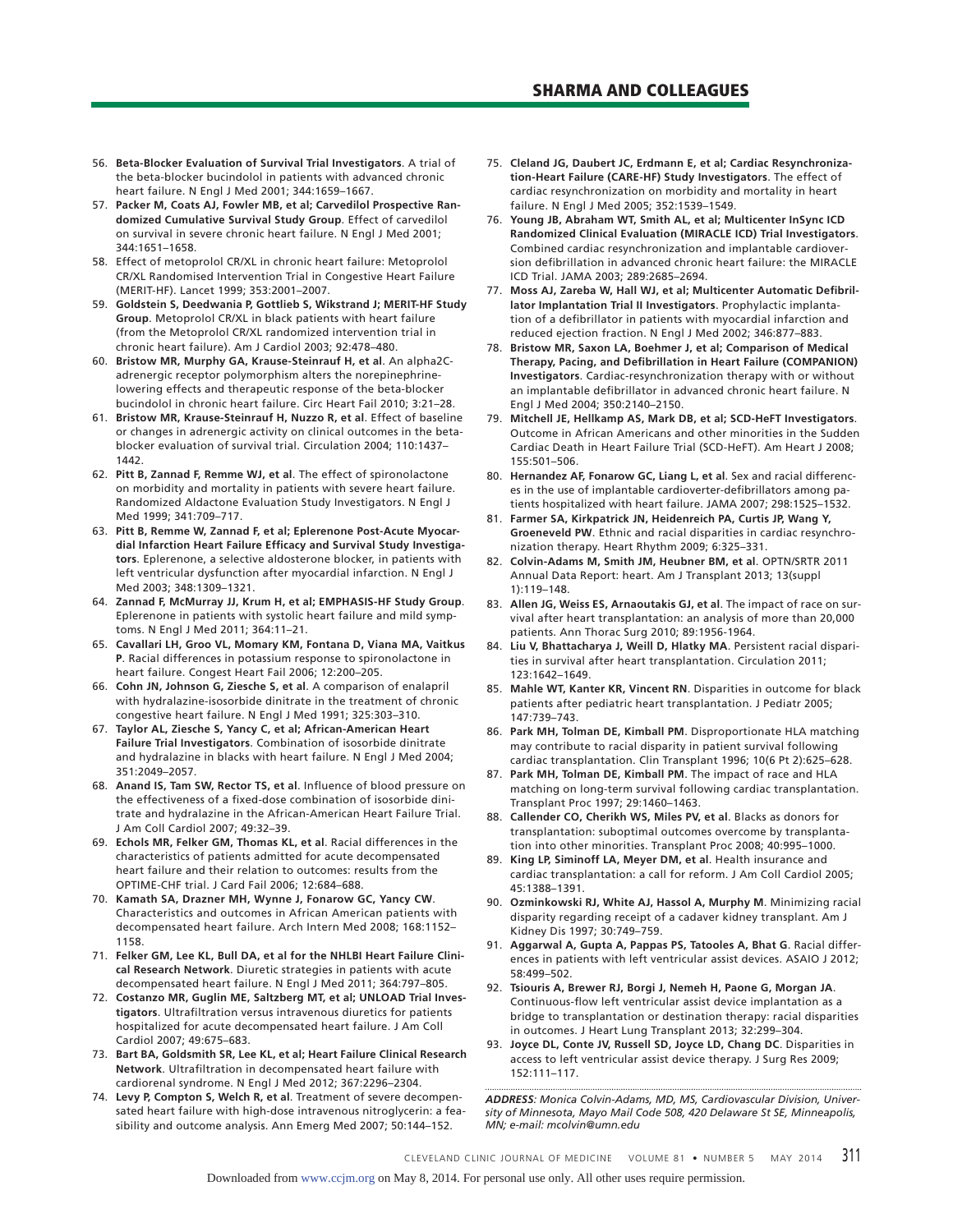56. **Beta-Blocker Evaluation of Survival Trial Investigators**. A trial of the beta-blocker bucindolol in patients with advanced chronic heart failure. N Engl J Med 2001; 344:1659–1667.
57. **Packer M, Coats AJ, Fowler MB, et al; Carvedilol Prospective Randomized Cumulative Survival Study Group**. Effect of carvedilol on survival in severe chronic heart failure. N Engl J Med 2001; 344:1651–1658.
58. Effect of metoprolol CR/XL in chronic heart failure: Metoprolol CR/XL Randomised Intervention Trial in Congestive Heart Failure (MERIT-HF). Lancet 1999; 353:2001–2007.
59. **Goldstein S, Deedwania P, Gottlieb S, Wikstrand J; MERIT-HF Study Group**. Metoprolol CR/XL in black patients with heart failure (from the Metoprolol CR/XL randomized intervention trial in chronic heart failure). Am J Cardiol 2003; 92:478–480.
60. **Bristow MR, Murphy GA, Krause-Steinrauf H, et al**. An alpha2C-adrenergic receptor polymorphism alters the norepinephrine-lowering effects and therapeutic response of the beta-blocker bucindolol in chronic heart failure. Circ Heart Fail 2010; 3:21–28.
61. **Bristow MR, Krause-Steinrauf H, Nuzzo R, et al**. Effect of baseline or changes in adrenergic activity on clinical outcomes in the beta-blocker evaluation of survival trial. Circulation 2004; 110:1437–1442.
62. **Pitt B, Zannad F, Remme WJ, et al**. The effect of spironolactone on morbidity and mortality in patients with severe heart failure. Randomized Aldactone Evaluation Study Investigators. N Engl J Med 1999; 341:709–717.
63. **Pitt B, Remme W, Zannad F, et al; Eplerenone Post-Acute Myocardial Infarction Heart Failure Efficacy and Survival Study Investigators**. Eplerenone, a selective aldosterone blocker, in patients with left ventricular dysfunction after myocardial infarction. N Engl J Med 2003; 348:1309–1321.
64. **Zannad F, McMurray JJ, Krum H, et al; EMPHASIS-HF Study Group**. Eplerenone in patients with systolic heart failure and mild symptoms. N Engl J Med 2011; 364:11–21.
65. **Cavallari LH, Groo VL, Momary KM, Fontana D, Viana MA, Vaitkus P**. Racial differences in potassium response to spironolactone in heart failure. Congest Heart Fail 2006; 12:200–205.
66. **Cohn JN, Johnson G, Ziesche S, et al**. A comparison of enalapril with hydralazine-isosorbide dinitrate in the treatment of chronic congestive heart failure. N Engl J Med 1991; 325:303–310.
67. **Taylor AL, Ziesche S, Yancy C, et al; African-American Heart Failure Trial Investigators**. Combination of isosorbide dinitrate and hydralazine in blacks with heart failure. N Engl J Med 2004; 351:2049–2057.
68. **Anand IS, Tam SW, Rector TS, et al**. Influence of blood pressure on the effectiveness of a fixed-dose combination of isosorbide dinitrate and hydralazine in the African-American Heart Failure Trial. J Am Coll Cardiol 2007; 49:32–39.
69. **Echols MR, Felker GM, Thomas KL, et al**. Racial differences in the characteristics of patients admitted for acute decompensated heart failure and their relation to outcomes: results from the OPTIME-CHF trial. J Card Fail 2006; 12:684–688.
70. **Kamath SA, Drazner MH, Wynne J, Fonarow GC, Yancy CW**. Characteristics and outcomes in African American patients with decompensated heart failure. Arch Intern Med 2008; 168:1152–1158.
71. **Felker GM, Lee KL, Bull DA, et al for the NHLBI Heart Failure Clinical Research Network**. Diuretic strategies in patients with acute decompensated heart failure. N Engl J Med 2011; 364:797–805.
72. **Costanzo MR, Guglin ME, Saltzberg MT, et al; UNLOAD Trial Investigators**. Ultrafiltration versus intravenous diuretics for patients hospitalized for acute decompensated heart failure. J Am Coll Cardiol 2007; 49:675–683.
73. **Bart BA, Goldsmith SR, Lee KL, et al; Heart Failure Clinical Research Network**. Ultrafiltration in decompensated heart failure with cardiorenal syndrome. N Engl J Med 2012; 367:2296–2304.
74. **Levy P, Compton S, Welch R, et al**. Treatment of severe decompensated heart failure with high-dose intravenous nitroglycerin: a feasibility and outcome analysis. Ann Emerg Med 2007; 50:144–152.
75. **Cleland JG, Daubert JC, Erdmann E, et al; Cardiac Resynchronization-Heart Failure (CARE-HF) Study Investigators**. The effect of cardiac resynchronization on morbidity and mortality in heart failure. N Engl J Med 2005; 352:1539–1549.
76. **Young JB, Abraham WT, Smith AL, et al; Multicenter InSync ICD Randomized Clinical Evaluation (MIRACLE ICD) Trial Investigators**. Combined cardiac resynchronization and implantable cardioversion defibrillation in advanced chronic heart failure: the MIRACLE ICD Trial. JAMA 2003; 289:2685–2694.
77. **Moss AJ, Zareba W, Hall WJ, et al; Multicenter Automatic Defibrillator Implantation Trial II Investigators**. Prophylactic implantation of a defibrillator in patients with myocardial infarction and reduced ejection fraction. N Engl J Med 2002; 346:877–883.
78. **Bristow MR, Saxon LA, Boehmer J, et al; Comparison of Medical Therapy, Pacing, and Defibrillation in Heart Failure (COMPANION) Investigators**. Cardiac-resynchronization therapy with or without an implantable defibrillator in advanced chronic heart failure. N Engl J Med 2004; 350:2140–2150.
79. **Mitchell JE, Hellkamp AS, Mark DB, et al; SCD-HeFT Investigators**. Outcome in African Americans and other minorities in the Sudden Cardiac Death in Heart Failure Trial (SCD-HeFT). Am Heart J 2008; 155:501–506.
80. **Hernandez AF, Fonarow GC, Liang L, et al**. Sex and racial differences in the use of implantable cardioverter-defibrillators among patients hospitalized with heart failure. JAMA 2007; 298:1525–1532.
81. **Farmer SA, Kirkpatrick JN, Heidenreich PA, Curtis JP, Wang Y, Groeneveld PW**. Ethnic and racial disparities in cardiac resynchronization therapy. Heart Rhythm 2009; 6:325–331.
82. **Colvin-Adams M, Smith JM, Heubner BM, et al**. OPTN/SRTR 2011 Annual Data Report: heart. Am J Transplant 2013; 13(suppl 1):119–148.
83. **Allen JG, Weiss ES, Arnaoutakis GJ, et al**. The impact of race on survival after heart transplantation: an analysis of more than 20,000 patients. Ann Thorac Surg 2010; 89:1956-1964.
84. **Liu V, Bhattacharya J, Weill D, Hlatky MA**. Persistent racial disparities in survival after heart transplantation. Circulation 2011; 123:1642–1649.
85. **Mahle WT, Kanter KR, Vincent RN**. Disparities in outcome for black patients after pediatric heart transplantation. J Pediatr 2005; 147:739–743.
86. **Park MH, Tolman DE, Kimball PM**. Disproportionate HLA matching may contribute to racial disparity in patient survival following cardiac transplantation. Clin Transplant 1996; 10(6 Pt 2):625–628.
87. **Park MH, Tolman DE, Kimball PM**. The impact of race and HLA matching on long-term survival following cardiac transplantation. Transplant Proc 1997; 29:1460–1463.
88. **Callender CO, Cherikh WS, Miles PV, et al**. Blacks as donors for transplantation: suboptimal outcomes overcome by transplantation into other minorities. Transplant Proc 2008; 40:995–1000.
89. **King LP, Siminoff LA, Meyer DM, et al**. Health insurance and cardiac transplantation: a call for reform. J Am Coll Cardiol 2005; 45:1388–1391.
90. **Ozminkowski RJ, White AJ, Hassol A, Murphy M**. Minimizing racial disparity regarding receipt of a cadaver kidney transplant. Am J Kidney Dis 1997; 30:749–759.
91. **Aggarwal A, Gupta A, Pappas PS, Tatooles A, Bhat G**. Racial differences in patients with left ventricular assist devices. ASAIO J 2012; 58:499–502.
92. **Tsiouris A, Brewer RJ, Borgi J, Nemeh H, Paone G, Morgan JA**. Continuous-flow left ventricular assist device implantation as a bridge to transplantation or destination therapy: racial disparities in outcomes. J Heart Lung Transplant 2013; 32:299–304.
93. **Joyce DL, Conte JV, Russell SD, Joyce LD, Chang DC**. Disparities in access to left ventricular assist device therapy. J Surg Res 2009; 152:111–117.

***ADDRESS**: Monica Colvin-Adams, MD, MS, Cardiovascular Division, University of Minnesota, Mayo Mail Code 508, 420 Delaware St SE, Minneapolis, MN; e-mail: mcolvin@umn.edu*